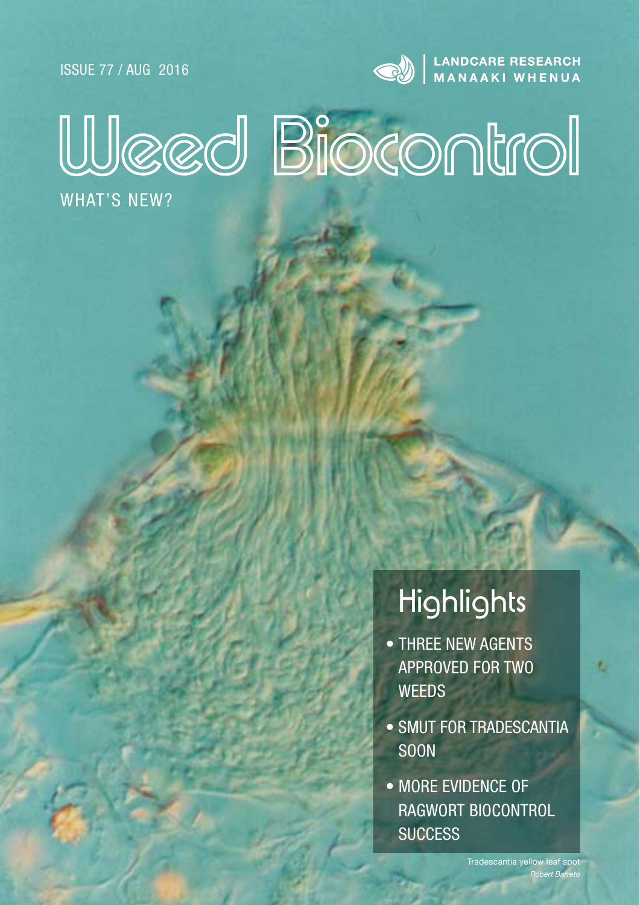ISSUE 77 / AUG 2016

LANDCARE RESEARCH
MANAAKI WHENUA

# Weed Biocontrol

WHAT'S NEW?

## Highlights

- THREE NEW AGENTS APPROVED FOR TWO WEEDS
- SMUT FOR TRADESCANTIA SOON
- MORE EVIDENCE OF RAGWORT BIOCONTROL SUCCESS

Tradescantia yellow leaf spot
*Robert Barreto*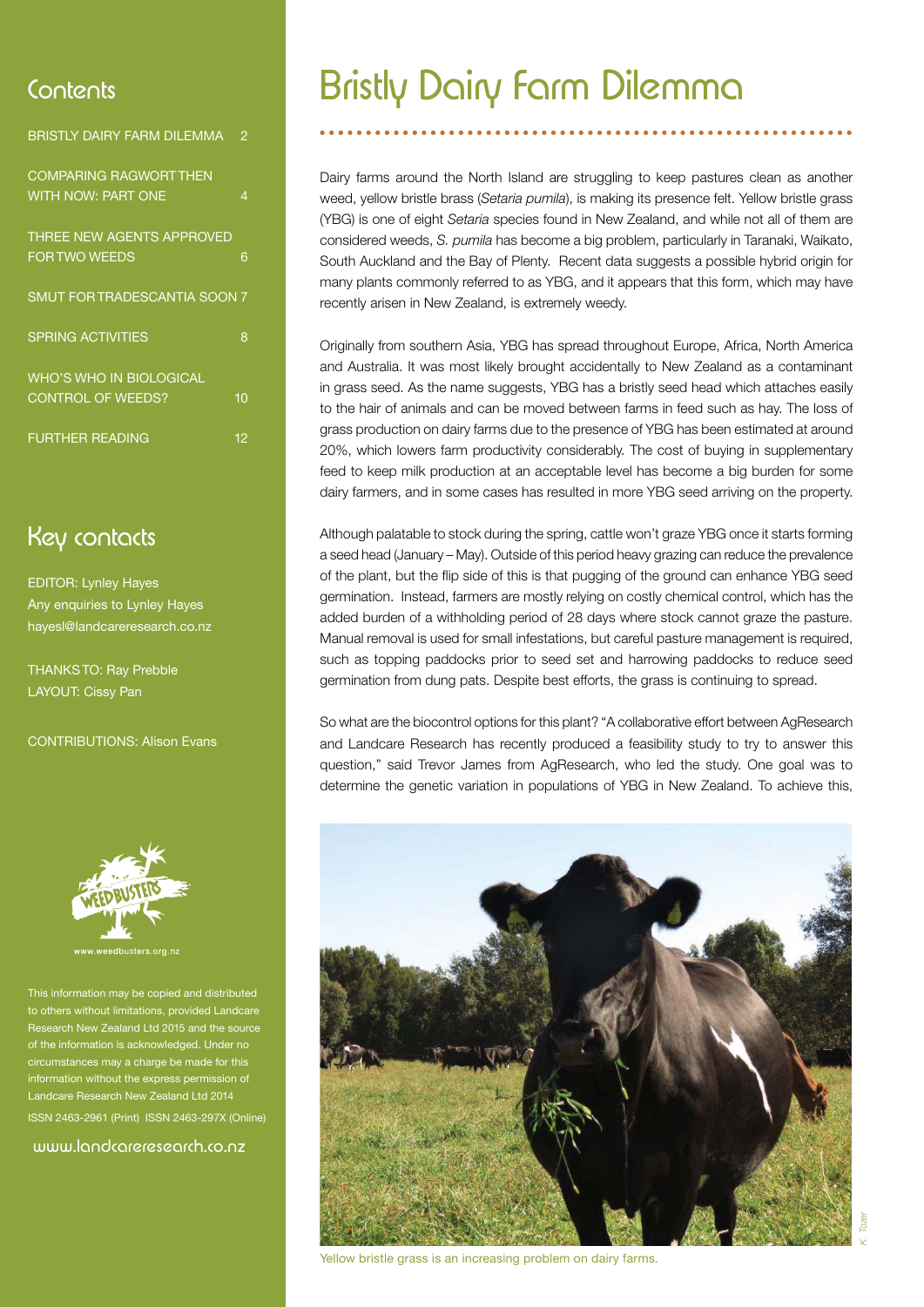## Contents

| | |
|---|---|
| BRISTLY DAIRY FARM DILEMMA | 2 |
| COMPARING RAGWORT THEN WITH NOW: PART ONE | 4 |
| THREE NEW AGENTS APPROVED FOR TWO WEEDS | 6 |
| SMUT FOR TRADESCANTIA SOON | 7 |
| SPRING ACTIVITIES | 8 |
| WHO'S WHO IN BIOLOGICAL CONTROL OF WEEDS? | 10 |
| FURTHER READING | 12 |

## Key contacts

EDITOR: Lynley Hayes
Any enquiries to Lynley Hayes
hayesl@landcareresearch.co.nz

THANKS TO: Ray Prebble
LAYOUT: Cissy Pan

CONTRIBUTIONS: Alison Evans

www.weedbusters.org.nz

This information may be copied and distributed to others without limitations, provided Landcare Research New Zealand Ltd 2015 and the source of the information is acknowledged. Under no circumstances may a charge be made for this information without the express permission of Landcare Research New Zealand Ltd 2014

ISSN 2463-2961 (Print) ISSN 2463-297X (Online)

www.landcareresearch.co.nz

# Bristly Dairy Farm Dilemma

Dairy farms around the North Island are struggling to keep pastures clean as another weed, yellow bristle brass (*Setaria pumila*), is making its presence felt. Yellow bristle grass (YBG) is one of eight *Setaria* species found in New Zealand, and while not all of them are considered weeds, *S. pumila* has become a big problem, particularly in Taranaki, Waikato, South Auckland and the Bay of Plenty. Recent data suggests a possible hybrid origin for many plants commonly referred to as YBG, and it appears that this form, which may have recently arisen in New Zealand, is extremely weedy.

Originally from southern Asia, YBG has spread throughout Europe, Africa, North America and Australia. It was most likely brought accidentally to New Zealand as a contaminant in grass seed. As the name suggests, YBG has a bristly seed head which attaches easily to the hair of animals and can be moved between farms in feed such as hay. The loss of grass production on dairy farms due to the presence of YBG has been estimated at around 20%, which lowers farm productivity considerably. The cost of buying in supplementary feed to keep milk production at an acceptable level has become a big burden for some dairy farmers, and in some cases has resulted in more YBG seed arriving on the property.

Although palatable to stock during the spring, cattle won't graze YBG once it starts forming a seed head (January – May). Outside of this period heavy grazing can reduce the prevalence of the plant, but the flip side of this is that pugging of the ground can enhance YBG seed germination. Instead, farmers are mostly relying on costly chemical control, which has the added burden of a withholding period of 28 days where stock cannot graze the pasture. Manual removal is used for small infestations, but careful pasture management is required, such as topping paddocks prior to seed set and harrowing paddocks to reduce seed germination from dung pats. Despite best efforts, the grass is continuing to spread.

So what are the biocontrol options for this plant? "A collaborative effort between AgResearch and Landcare Research has recently produced a feasibility study to try to answer this question," said Trevor James from AgResearch, who led the study. One goal was to determine the genetic variation in populations of YBG in New Zealand. To achieve this,

Yellow bristle grass is an increasing problem on dairy farms.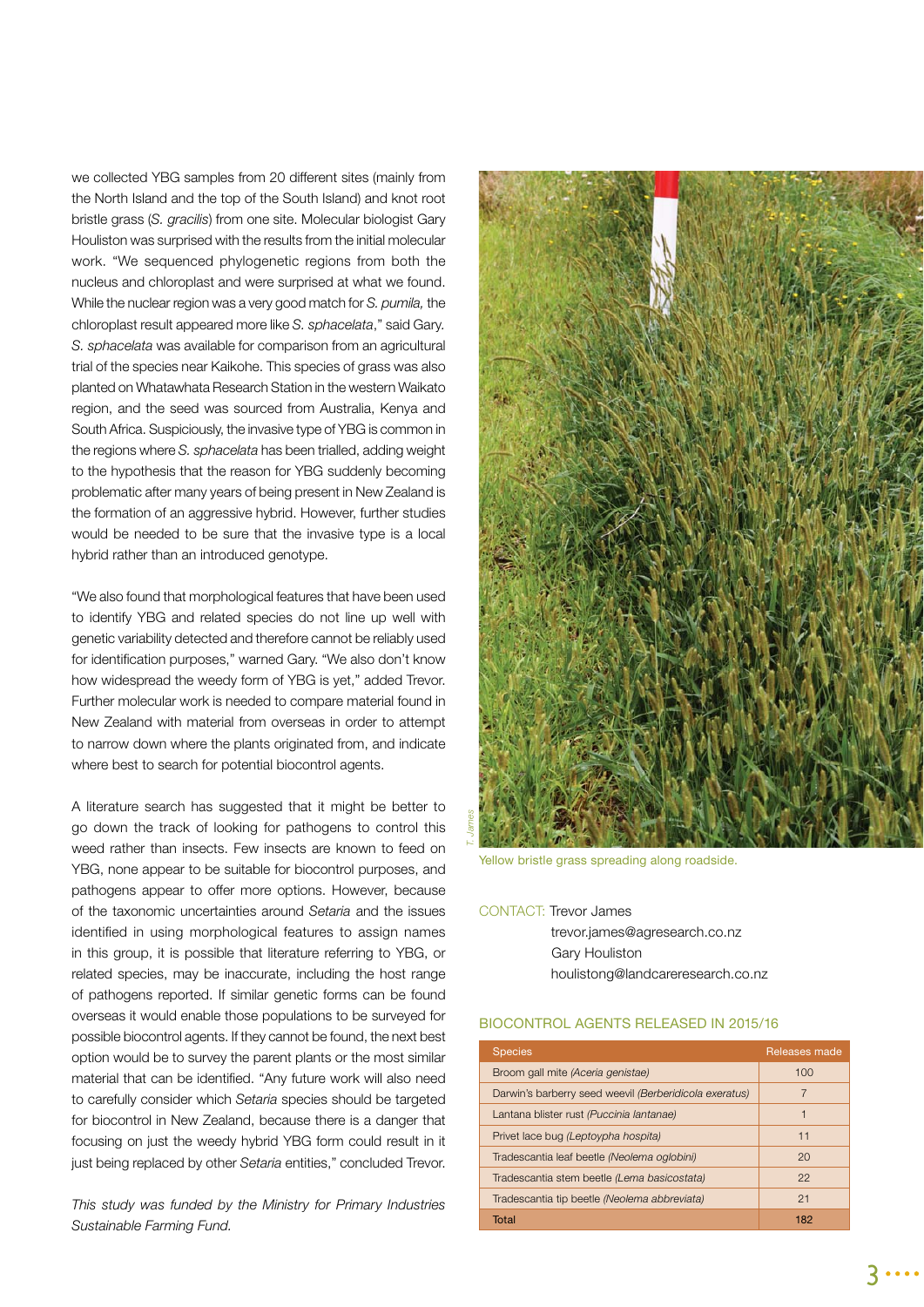we collected YBG samples from 20 different sites (mainly from the North Island and the top of the South Island) and knot root bristle grass (*S. gracilis*) from one site. Molecular biologist Gary Houliston was surprised with the results from the initial molecular work. "We sequenced phylogenetic regions from both the nucleus and chloroplast and were surprised at what we found. While the nuclear region was a very good match for *S. pumila,* the chloroplast result appeared more like *S. sphacelata*," said Gary. *S. sphacelata* was available for comparison from an agricultural trial of the species near Kaikohe. This species of grass was also planted on Whatawhata Research Station in the western Waikato region, and the seed was sourced from Australia, Kenya and South Africa. Suspiciously, the invasive type of YBG is common in the regions where *S. sphacelata* has been trialled, adding weight to the hypothesis that the reason for YBG suddenly becoming problematic after many years of being present in New Zealand is the formation of an aggressive hybrid. However, further studies would be needed to be sure that the invasive type is a local hybrid rather than an introduced genotype.

"We also found that morphological features that have been used to identify YBG and related species do not line up well with genetic variability detected and therefore cannot be reliably used for identification purposes," warned Gary. "We also don't know how widespread the weedy form of YBG is yet," added Trevor. Further molecular work is needed to compare material found in New Zealand with material from overseas in order to attempt to narrow down where the plants originated from, and indicate where best to search for potential biocontrol agents.

A literature search has suggested that it might be better to go down the track of looking for pathogens to control this weed rather than insects. Few insects are known to feed on YBG, none appear to be suitable for biocontrol purposes, and pathogens appear to offer more options. However, because of the taxonomic uncertainties around *Setaria* and the issues identified in using morphological features to assign names in this group, it is possible that literature referring to YBG, or related species, may be inaccurate, including the host range of pathogens reported. If similar genetic forms can be found overseas it would enable those populations to be surveyed for possible biocontrol agents. If they cannot be found, the next best option would be to survey the parent plants or the most similar material that can be identified. "Any future work will also need to carefully consider which *Setaria* species should be targeted for biocontrol in New Zealand, because there is a danger that focusing on just the weedy hybrid YBG form could result in it just being replaced by other *Setaria* entities," concluded Trevor.

*This study was funded by the Ministry for Primary Industries Sustainable Farming Fund.*

Yellow bristle grass spreading along roadside.

CONTACT: Trevor James
trevor.james@agresearch.co.nz
Gary Houliston
houlistong@landcareresearch.co.nz

## BIOCONTROL AGENTS RELEASED IN 2015/16

| Species | Releases made |
|---|---|
| Broom gall mite *(Aceria genistae)* | 100 |
| Darwin's barberry seed weevil *(Berberidicola exeratus)* | 7 |
| Lantana blister rust *(Puccinia lantanae)* | 1 |
| Privet lace bug *(Leptoypha hospita)* | 11 |
| Tradescantia leaf beetle *(Neolema ogloblini)* | 20 |
| Tradescantia stem beetle *(Lema basicostata)* | 22 |
| Tradescantia tip beetle *(Neolema abbreviata)* | 21 |
| Total | 182 |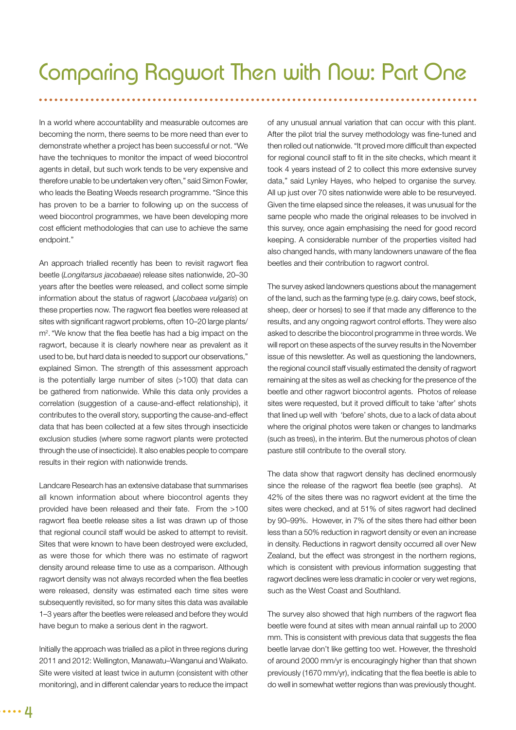# Comparing Ragwort Then with Now: Part One

In a world where accountability and measurable outcomes are becoming the norm, there seems to be more need than ever to demonstrate whether a project has been successful or not. "We have the techniques to monitor the impact of weed biocontrol agents in detail, but such work tends to be very expensive and therefore unable to be undertaken very often," said Simon Fowler, who leads the Beating Weeds research programme. "Since this has proven to be a barrier to following up on the success of weed biocontrol programmes, we have been developing more cost efficient methodologies that can use to achieve the same endpoint."

An approach trialled recently has been to revisit ragwort flea beetle (*Longitarsus jacobaeae*) release sites nationwide, 20–30 years after the beetles were released, and collect some simple information about the status of ragwort (*Jacobaea vulgaris*) on these properties now. The ragwort flea beetles were released at sites with significant ragwort problems, often 10–20 large plants/m$^2$. "We know that the flea beetle has had a big impact on the ragwort, because it is clearly nowhere near as prevalent as it used to be, but hard data is needed to support our observations," explained Simon. The strength of this assessment approach is the potentially large number of sites (>100) that data can be gathered from nationwide. While this data only provides a correlation (suggestion of a cause-and-effect relationship), it contributes to the overall story, supporting the cause-and-effect data that has been collected at a few sites through insecticide exclusion studies (where some ragwort plants were protected through the use of insecticide). It also enables people to compare results in their region with nationwide trends.

Landcare Research has an extensive database that summarises all known information about where biocontrol agents they provided have been released and their fate. From the >100 ragwort flea beetle release sites a list was drawn up of those that regional council staff would be asked to attempt to revisit. Sites that were known to have been destroyed were excluded, as were those for which there was no estimate of ragwort density around release time to use as a comparison. Although ragwort density was not always recorded when the flea beetles were released, density was estimated each time sites were subsequently revisited, so for many sites this data was available 1–3 years after the beetles were released and before they would have begun to make a serious dent in the ragwort.

Initially the approach was trialled as a pilot in three regions during 2011 and 2012: Wellington, Manawatu–Wanganui and Waikato. Site were visited at least twice in autumn (consistent with other monitoring), and in different calendar years to reduce the impact of any unusual annual variation that can occur with this plant. After the pilot trial the survey methodology was fine-tuned and then rolled out nationwide. "It proved more difficult than expected for regional council staff to fit in the site checks, which meant it took 4 years instead of 2 to collect this more extensive survey data," said Lynley Hayes, who helped to organise the survey. All up just over 70 sites nationwide were able to be resurveyed. Given the time elapsed since the releases, it was unusual for the same people who made the original releases to be involved in this survey, once again emphasising the need for good record keeping. A considerable number of the properties visited had also changed hands, with many landowners unaware of the flea beetles and their contribution to ragwort control.

The survey asked landowners questions about the management of the land, such as the farming type (e.g. dairy cows, beef stock, sheep, deer or horses) to see if that made any difference to the results, and any ongoing ragwort control efforts. They were also asked to describe the biocontrol programme in three words. We will report on these aspects of the survey results in the November issue of this newsletter. As well as questioning the landowners, the regional council staff visually estimated the density of ragwort remaining at the sites as well as checking for the presence of the beetle and other ragwort biocontrol agents. Photos of release sites were requested, but it proved difficult to take 'after' shots that lined up well with 'before' shots, due to a lack of data about where the original photos were taken or changes to landmarks (such as trees), in the interim. But the numerous photos of clean pasture still contribute to the overall story.

The data show that ragwort density has declined enormously since the release of the ragwort flea beetle (see graphs). At 42% of the sites there was no ragwort evident at the time the sites were checked, and at 51% of sites ragwort had declined by 90–99%. However, in 7% of the sites there had either been less than a 50% reduction in ragwort density or even an increase in density. Reductions in ragwort density occurred all over New Zealand, but the effect was strongest in the northern regions, which is consistent with previous information suggesting that ragwort declines were less dramatic in cooler or very wet regions, such as the West Coast and Southland.

The survey also showed that high numbers of the ragwort flea beetle were found at sites with mean annual rainfall up to 2000 mm. This is consistent with previous data that suggests the flea beetle larvae don't like getting too wet. However, the threshold of around 2000 mm/yr is encouragingly higher than that shown previously (1670 mm/yr), indicating that the flea beetle is able to do well in somewhat wetter regions than was previously thought.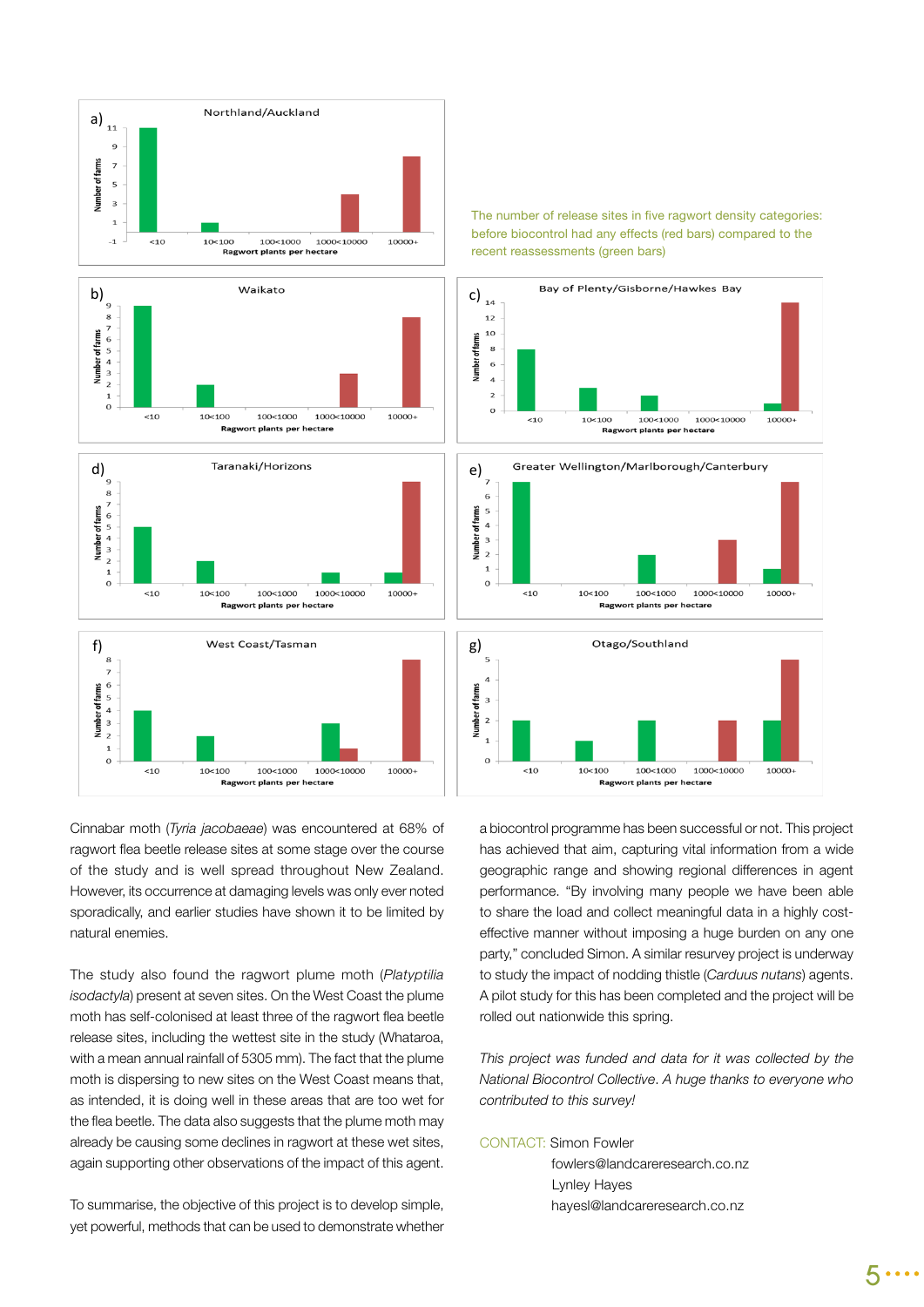The number of release sites in five ragwort density categories: before biocontrol had any effects (red bars) compared to the recent reassessments (green bars)

Cinnabar moth (*Tyria jacobaeae*) was encountered at 68% of ragwort flea beetle release sites at some stage over the course of the study and is well spread throughout New Zealand. However, its occurrence at damaging levels was only ever noted sporadically, and earlier studies have shown it to be limited by natural enemies.

The study also found the ragwort plume moth (*Platyptilia isodactyla*) present at seven sites. On the West Coast the plume moth has self-colonised at least three of the ragwort flea beetle release sites, including the wettest site in the study (Whataroa, with a mean annual rainfall of 5305 mm). The fact that the plume moth is dispersing to new sites on the West Coast means that, as intended, it is doing well in these areas that are too wet for the flea beetle. The data also suggests that the plume moth may already be causing some declines in ragwort at these wet sites, again supporting other observations of the impact of this agent.

To summarise, the objective of this project is to develop simple, yet powerful, methods that can be used to demonstrate whether a biocontrol programme has been successful or not. This project has achieved that aim, capturing vital information from a wide geographic range and showing regional differences in agent performance. "By involving many people we have been able to share the load and collect meaningful data in a highly cost-effective manner without imposing a huge burden on any one party," concluded Simon. A similar resurvey project is underway to study the impact of nodding thistle (*Carduus nutans*) agents. A pilot study for this has been completed and the project will be rolled out nationwide this spring.

*This project was funded and data for it was collected by the National Biocontrol Collective. A huge thanks to everyone who contributed to this survey!*

CONTACT: Simon Fowler
fowlers@landcareresearch.co.nz
Lynley Hayes
hayesl@landcareresearch.co.nz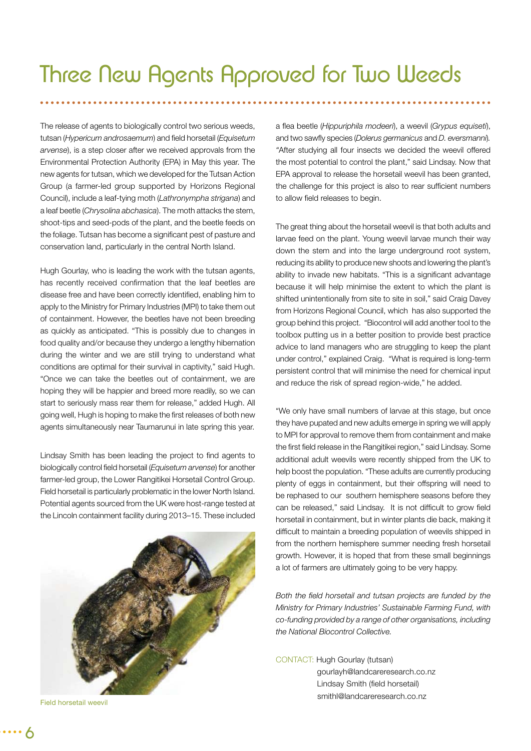# Three New Agents Approved for Two Weeds

The release of agents to biologically control two serious weeds, tutsan (*Hypericum androsaemum*) and field horsetail (*Equisetum arvense*), is a step closer after we received approvals from the Environmental Protection Authority (EPA) in May this year. The new agents for tutsan, which we developed for the Tutsan Action Group (a farmer-led group supported by Horizons Regional Council), include a leaf-tying moth (*Lathronympha strigana*) and a leaf beetle (*Chrysolina abchasica*). The moth attacks the stem, shoot-tips and seed-pods of the plant, and the beetle feeds on the foliage. Tutsan has become a significant pest of pasture and conservation land, particularly in the central North Island.

Hugh Gourlay, who is leading the work with the tutsan agents, has recently received confirmation that the leaf beetles are disease free and have been correctly identified, enabling him to apply to the Ministry for Primary Industries (MPI) to take them out of containment. However, the beetles have not been breeding as quickly as anticipated. "This is possibly due to changes in food quality and/or because they undergo a lengthy hibernation during the winter and we are still trying to understand what conditions are optimal for their survival in captivity," said Hugh. "Once we can take the beetles out of containment, we are hoping they will be happier and breed more readily, so we can start to seriously mass rear them for release," added Hugh. All going well, Hugh is hoping to make the first releases of both new agents simultaneously near Taumarunui in late spring this year.

Lindsay Smith has been leading the project to find agents to biologically control field horsetail (*Equisetum arvense*) for another farmer-led group, the Lower Rangitikei Horsetail Control Group. Field horsetail is particularly problematic in the lower North Island. Potential agents sourced from the UK were host-range tested at the Lincoln containment facility during 2013–15. These included a flea beetle (*Hippuriphila modeeri*), a weevil (*Grypus equiseti*), and two sawfly species (*Dolerus germanicus* and *D. eversmanni*). "After studying all four insects we decided the weevil offered the most potential to control the plant," said Lindsay. Now that EPA approval to release the horsetail weevil has been granted, the challenge for this project is also to rear sufficient numbers to allow field releases to begin.

Field horsetail weevil

The great thing about the horsetail weevil is that both adults and larvae feed on the plant. Young weevil larvae munch their way down the stem and into the large underground root system, reducing its ability to produce new shoots and lowering the plant's ability to invade new habitats. "This is a significant advantage because it will help minimise the extent to which the plant is shifted unintentionally from site to site in soil," said Craig Davey from Horizons Regional Council, which has also supported the group behind this project. "Biocontrol will add another tool to the toolbox putting us in a better position to provide best practice advice to land managers who are struggling to keep the plant under control," explained Craig. "What is required is long-term persistent control that will minimise the need for chemical input and reduce the risk of spread region-wide," he added.

"We only have small numbers of larvae at this stage, but once they have pupated and new adults emerge in spring we will apply to MPI for approval to remove them from containment and make the first field release in the Rangitikei region," said Lindsay. Some additional adult weevils were recently shipped from the UK to help boost the population. "These adults are currently producing plenty of eggs in containment, but their offspring will need to be rephased to our southern hemisphere seasons before they can be released," said Lindsay. It is not difficult to grow field horsetail in containment, but in winter plants die back, making it difficult to maintain a breeding population of weevils shipped in from the northern hemisphere summer needing fresh horsetail growth. However, it is hoped that from these small beginnings a lot of farmers are ultimately going to be very happy.

*Both the field horsetail and tutsan projects are funded by the Ministry for Primary Industries' Sustainable Farming Fund, with co-funding provided by a range of other organisations, including the National Biocontrol Collective.*

CONTACT: Hugh Gourlay (tutsan)
gourlayh@landcareresearch.co.nz
Lindsay Smith (field horsetail)
smithl@landcareresearch.co.nz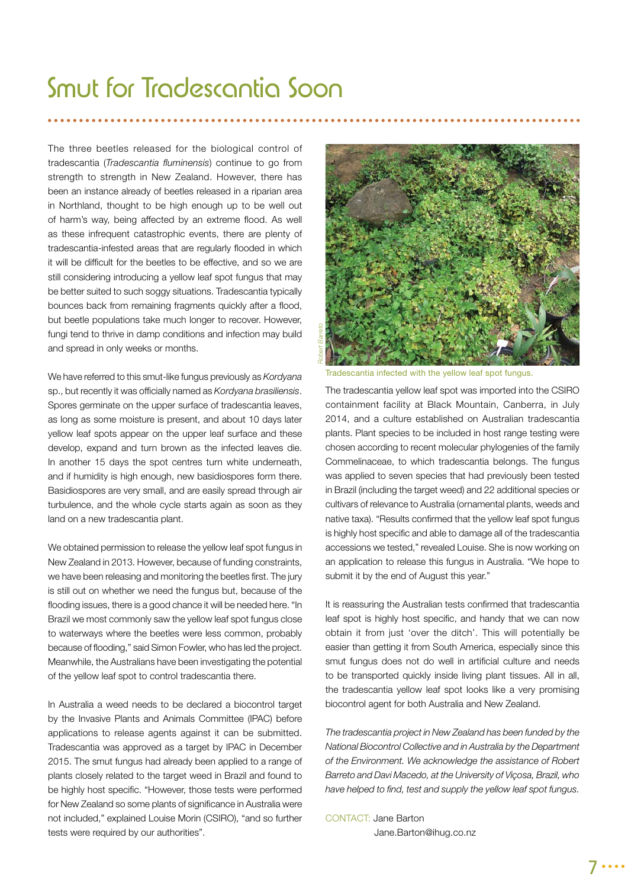# Smut for Tradescantia Soon

The three beetles released for the biological control of tradescantia (*Tradescantia fluminensis*) continue to go from strength to strength in New Zealand. However, there has been an instance already of beetles released in a riparian area in Northland, thought to be high enough up to be well out of harm's way, being affected by an extreme flood. As well as these infrequent catastrophic events, there are plenty of tradescantia-infested areas that are regularly flooded in which it will be difficult for the beetles to be effective, and so we are still considering introducing a yellow leaf spot fungus that may be better suited to such soggy situations. Tradescantia typically bounces back from remaining fragments quickly after a flood, but beetle populations take much longer to recover. However, fungi tend to thrive in damp conditions and infection may build and spread in only weeks or months.

We have referred to this smut-like fungus previously as *Kordyana* sp., but recently it was officially named as *Kordyana brasiliensis*. Spores germinate on the upper surface of tradescantia leaves, as long as some moisture is present, and about 10 days later yellow leaf spots appear on the upper leaf surface and these develop, expand and turn brown as the infected leaves die. In another 15 days the spot centres turn white underneath, and if humidity is high enough, new basidiospores form there. Basidiospores are very small, and are easily spread through air turbulence, and the whole cycle starts again as soon as they land on a new tradescantia plant.

We obtained permission to release the yellow leaf spot fungus in New Zealand in 2013. However, because of funding constraints, we have been releasing and monitoring the beetles first. The jury is still out on whether we need the fungus but, because of the flooding issues, there is a good chance it will be needed here. "In Brazil we most commonly saw the yellow leaf spot fungus close to waterways where the beetles were less common, probably because of flooding," said Simon Fowler, who has led the project. Meanwhile, the Australians have been investigating the potential of the yellow leaf spot to control tradescantia there.

In Australia a weed needs to be declared a biocontrol target by the Invasive Plants and Animals Committee (IPAC) before applications to release agents against it can be submitted. Tradescantia was approved as a target by IPAC in December 2015. The smut fungus had already been applied to a range of plants closely related to the target weed in Brazil and found to be highly host specific. "However, those tests were performed for New Zealand so some plants of significance in Australia were not included," explained Louise Morin (CSIRO), "and so further tests were required by our authorities".

Robert Barreto

Tradescantia infected with the yellow leaf spot fungus.

The tradescantia yellow leaf spot was imported into the CSIRO containment facility at Black Mountain, Canberra, in July 2014, and a culture established on Australian tradescantia plants. Plant species to be included in host range testing were chosen according to recent molecular phylogenies of the family Commelinaceae, to which tradescantia belongs. The fungus was applied to seven species that had previously been tested in Brazil (including the target weed) and 22 additional species or cultivars of relevance to Australia (ornamental plants, weeds and native taxa). "Results confirmed that the yellow leaf spot fungus is highly host specific and able to damage all of the tradescantia accessions we tested," revealed Louise. She is now working on an application to release this fungus in Australia. "We hope to submit it by the end of August this year."

It is reassuring the Australian tests confirmed that tradescantia leaf spot is highly host specific, and handy that we can now obtain it from just 'over the ditch'. This will potentially be easier than getting it from South America, especially since this smut fungus does not do well in artificial culture and needs to be transported quickly inside living plant tissues. All in all, the tradescantia yellow leaf spot looks like a very promising biocontrol agent for both Australia and New Zealand.

*The tradescantia project in New Zealand has been funded by the National Biocontrol Collective and in Australia by the Department of the Environment. We acknowledge the assistance of Robert Barreto and Davi Macedo, at the University of Viçosa, Brazil, who have helped to find, test and supply the yellow leaf spot fungus.*

CONTACT: Jane Barton
Jane.Barton@ihug.co.nz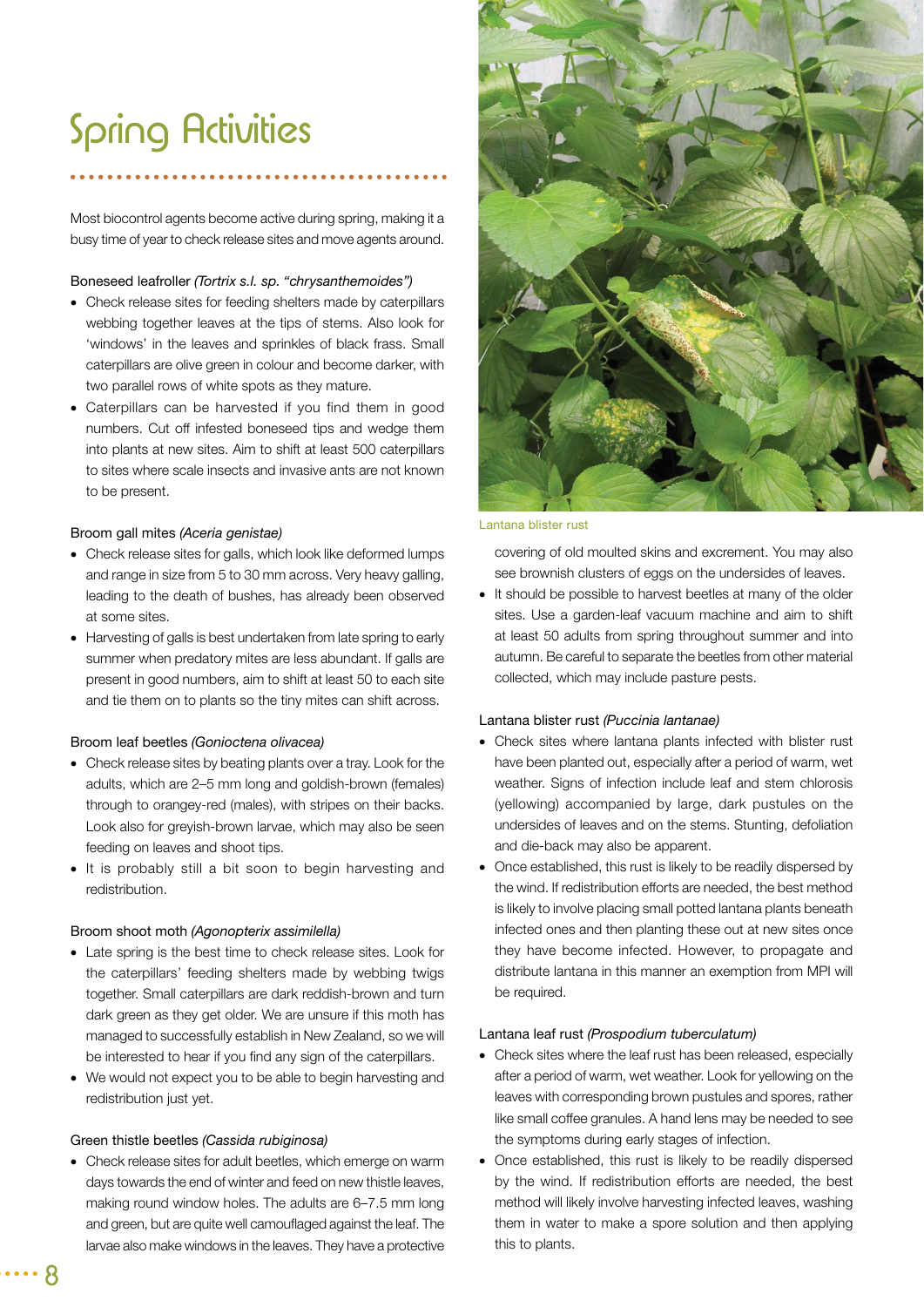# Spring Activities

Most biocontrol agents become active during spring, making it a busy time of year to check release sites and move agents around.

Boneseed leafroller *(Tortrix s.l. sp. "chrysanthemoides")*

- Check release sites for feeding shelters made by caterpillars webbing together leaves at the tips of stems. Also look for 'windows' in the leaves and sprinkles of black frass. Small caterpillars are olive green in colour and become darker, with two parallel rows of white spots as they mature.
- Caterpillars can be harvested if you find them in good numbers. Cut off infested boneseed tips and wedge them into plants at new sites. Aim to shift at least 500 caterpillars to sites where scale insects and invasive ants are not known to be present.

Broom gall mites *(Aceria genistae)*

- Check release sites for galls, which look like deformed lumps and range in size from 5 to 30 mm across. Very heavy galling, leading to the death of bushes, has already been observed at some sites.
- Harvesting of galls is best undertaken from late spring to early summer when predatory mites are less abundant. If galls are present in good numbers, aim to shift at least 50 to each site and tie them on to plants so the tiny mites can shift across.

Broom leaf beetles *(Gonioctena olivacea)*

- Check release sites by beating plants over a tray. Look for the adults, which are 2–5 mm long and goldish-brown (females) through to orangey-red (males), with stripes on their backs. Look also for greyish-brown larvae, which may also be seen feeding on leaves and shoot tips.
- It is probably still a bit soon to begin harvesting and redistribution.

Broom shoot moth *(Agonopterix assimilella)*

- Late spring is the best time to check release sites. Look for the caterpillars' feeding shelters made by webbing twigs together. Small caterpillars are dark reddish-brown and turn dark green as they get older. We are unsure if this moth has managed to successfully establish in New Zealand, so we will be interested to hear if you find any sign of the caterpillars.
- We would not expect you to be able to begin harvesting and redistribution just yet.

Green thistle beetles *(Cassida rubiginosa)*

- Check release sites for adult beetles, which emerge on warm days towards the end of winter and feed on new thistle leaves, making round window holes. The adults are 6–7.5 mm long and green, but are quite well camouflaged against the leaf. The larvae also make windows in the leaves. They have a protective covering of old moulted skins and excrement. You may also see brownish clusters of eggs on the undersides of leaves.
- It should be possible to harvest beetles at many of the older sites. Use a garden-leaf vacuum machine and aim to shift at least 50 adults from spring throughout summer and into autumn. Be careful to separate the beetles from other material collected, which may include pasture pests.

Lantana blister rust

Lantana blister rust *(Puccinia lantanae)*

- Check sites where lantana plants infected with blister rust have been planted out, especially after a period of warm, wet weather. Signs of infection include leaf and stem chlorosis (yellowing) accompanied by large, dark pustules on the undersides of leaves and on the stems. Stunting, defoliation and die-back may also be apparent.
- Once established, this rust is likely to be readily dispersed by the wind. If redistribution efforts are needed, the best method is likely to involve placing small potted lantana plants beneath infected ones and then planting these out at new sites once they have become infected. However, to propagate and distribute lantana in this manner an exemption from MPI will be required.

Lantana leaf rust *(Prospodium tuberculatum)*

- Check sites where the leaf rust has been released, especially after a period of warm, wet weather. Look for yellowing on the leaves with corresponding brown pustules and spores, rather like small coffee granules. A hand lens may be needed to see the symptoms during early stages of infection.
- Once established, this rust is likely to be readily dispersed by the wind. If redistribution efforts are needed, the best method will likely involve harvesting infected leaves, washing them in water to make a spore solution and then applying this to plants.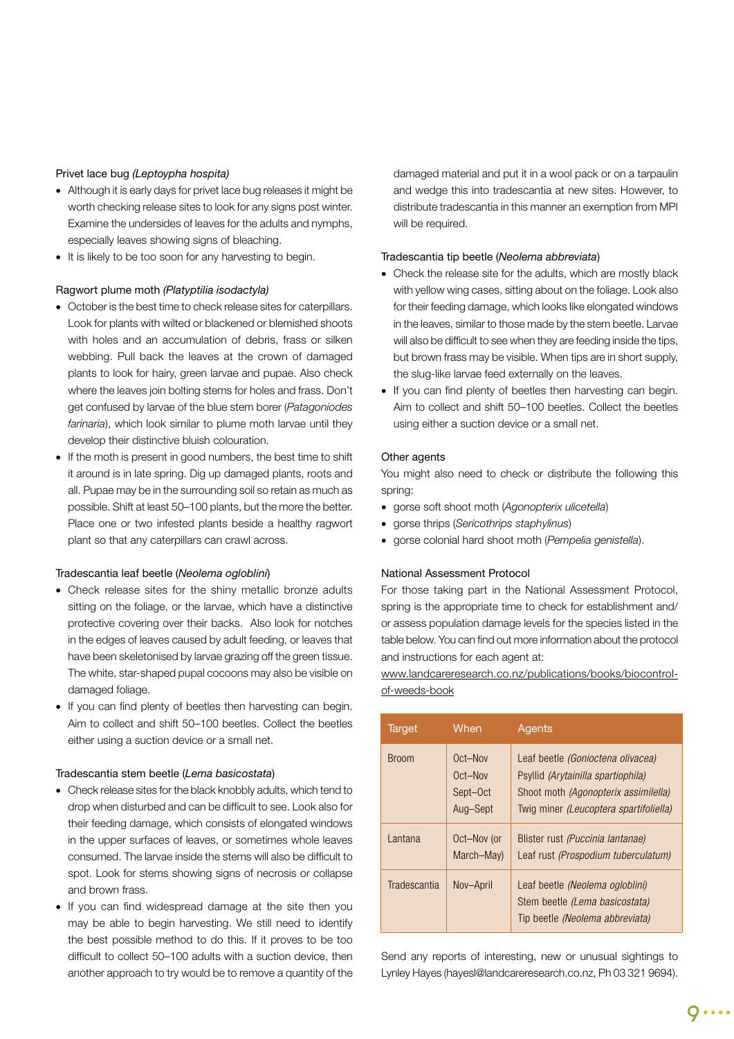Privet lace bug *(Leptoypha hospita)*

- Although it is early days for privet lace bug releases it might be worth checking release sites to look for any signs post winter. Examine the undersides of leaves for the adults and nymphs, especially leaves showing signs of bleaching.
- It is likely to be too soon for any harvesting to begin.

Ragwort plume moth *(Platyptilia isodactyla)*

- October is the best time to check release sites for caterpillars. Look for plants with wilted or blackened or blemished shoots with holes and an accumulation of debris, frass or silken webbing. Pull back the leaves at the crown of damaged plants to look for hairy, green larvae and pupae. Also check where the leaves join bolting stems for holes and frass. Don't get confused by larvae of the blue stem borer (*Patagoniodes farinaria*), which look similar to plume moth larvae until they develop their distinctive bluish colouration.
- If the moth is present in good numbers, the best time to shift it around is in late spring. Dig up damaged plants, roots and all. Pupae may be in the surrounding soil so retain as much as possible. Shift at least 50–100 plants, but the more the better. Place one or two infested plants beside a healthy ragwort plant so that any caterpillars can crawl across.

Tradescantia leaf beetle (*Neolema ogloblini*)

- Check release sites for the shiny metallic bronze adults sitting on the foliage, or the larvae, which have a distinctive protective covering over their backs. Also look for notches in the edges of leaves caused by adult feeding, or leaves that have been skeletonised by larvae grazing off the green tissue. The white, star-shaped pupal cocoons may also be visible on damaged foliage.
- If you can find plenty of beetles then harvesting can begin. Aim to collect and shift 50–100 beetles. Collect the beetles either using a suction device or a small net.

Tradescantia stem beetle (*Lema basicostata*)

- Check release sites for the black knobbly adults, which tend to drop when disturbed and can be difficult to see. Look also for their feeding damage, which consists of elongated windows in the upper surfaces of leaves, or sometimes whole leaves consumed. The larvae inside the stems will also be difficult to spot. Look for stems showing signs of necrosis or collapse and brown frass.
- If you can find widespread damage at the site then you may be able to begin harvesting. We still need to identify the best possible method to do this. If it proves to be too difficult to collect 50–100 adults with a suction device, then another approach to try would be to remove a quantity of the damaged material and put it in a wool pack or on a tarpaulin and wedge this into tradescantia at new sites. However, to distribute tradescantia in this manner an exemption from MPI will be required.

Tradescantia tip beetle (*Neolema abbreviata*)

- Check the release site for the adults, which are mostly black with yellow wing cases, sitting about on the foliage. Look also for their feeding damage, which looks like elongated windows in the leaves, similar to those made by the stem beetle. Larvae will also be difficult to see when they are feeding inside the tips, but brown frass may be visible. When tips are in short supply, the slug-like larvae feed externally on the leaves.
- If you can find plenty of beetles then harvesting can begin. Aim to collect and shift 50–100 beetles. Collect the beetles using either a suction device or a small net.

Other agents

You might also need to check or distribute the following this spring:

- gorse soft shoot moth (*Agonopterix ulicetella*)
- gorse thrips (*Sericothrips staphylinus*)
- gorse colonial hard shoot moth (*Pempelia genistella*).

National Assessment Protocol

For those taking part in the National Assessment Protocol, spring is the appropriate time to check for establishment and/or assess population damage levels for the species listed in the table below. You can find out more information about the protocol and instructions for each agent at: www.landcareresearch.co.nz/publications/books/biocontrol-of-weeds-book

| Target | When | Agents |
|---|---|---|
| Broom | Oct–Nov<br>Oct–Nov<br>Sept–Oct<br>Aug–Sept | Leaf beetle *(Gonioctena olivacea)*<br>Psyllid *(Arytainilla spartiophila)*<br>Shoot moth *(Agonopterix assimilella)*<br>Twig miner *(Leucoptera spartifoliella)* |
| Lantana | Oct–Nov (or March–May) | Blister rust *(Puccinia lantanae)*<br>Leaf rust *(Prospodium tuberculatum)* |
| Tradescantia | Nov–April | Leaf beetle *(Neolema ogloblini)*<br>Stem beetle *(Lema basicostata)*<br>Tip beetle *(Neolema abbreviata)* |

Send any reports of interesting, new or unusual sightings to Lynley Hayes (hayesl@landcareresearch.co.nz, Ph 03 321 9694).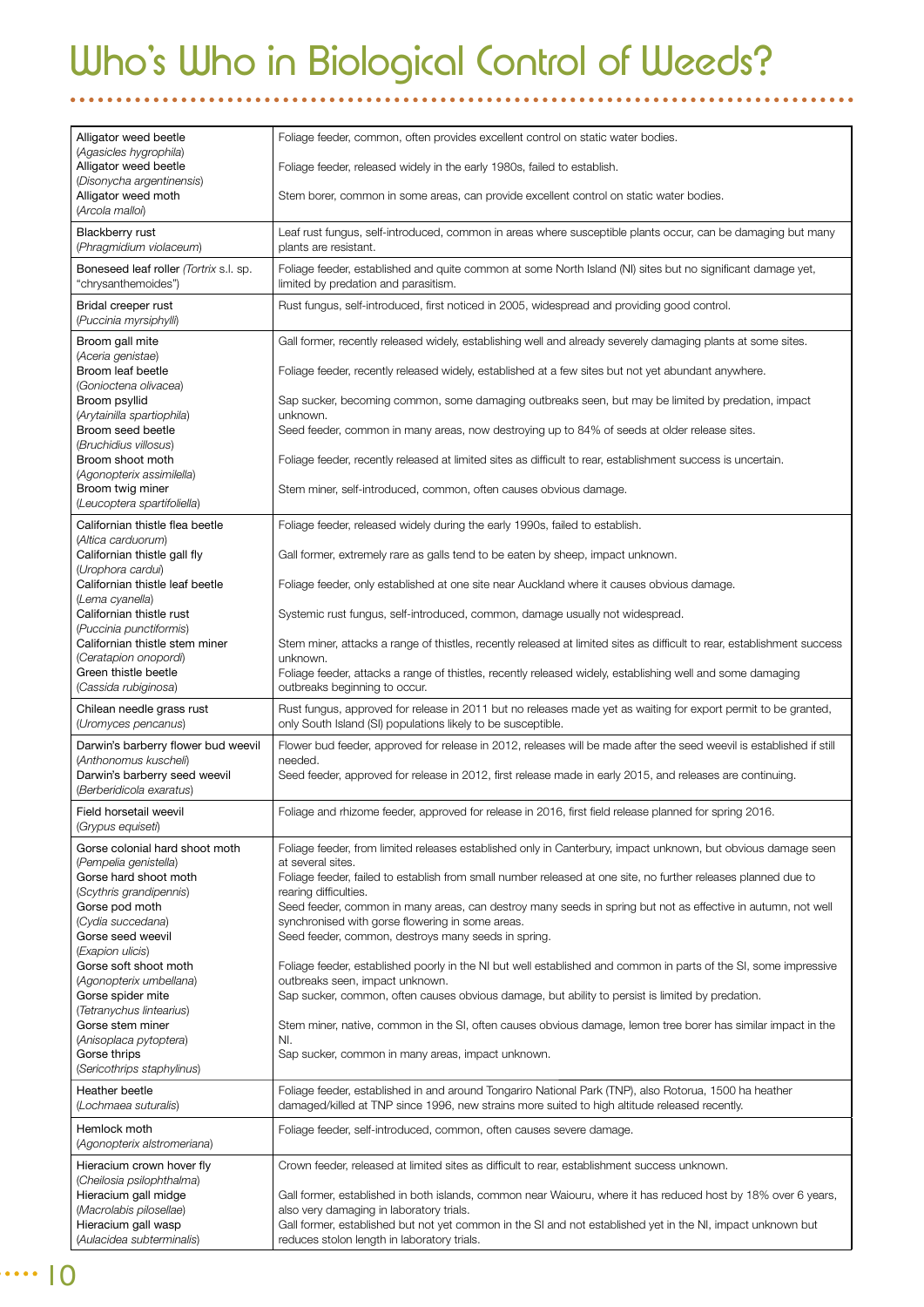# Who's Who in Biological Control of Weeds?

| | |
|---|---|
| Alligator weed beetle (*Agasicles hygrophila*) | Foliage feeder, common, often provides excellent control on static water bodies. |
| Alligator weed beetle (*Disonycha argentinensis*) | Foliage feeder, released widely in the early 1980s, failed to establish. |
| Alligator weed moth (*Arcola malloi*) | Stem borer, common in some areas, can provide excellent control on static water bodies. |
| Blackberry rust (*Phragmidium violaceum*) | Leaf rust fungus, self-introduced, common in areas where susceptible plants occur, can be damaging but many plants are resistant. |
| Boneseed leaf roller (*Tortrix* s.l. sp. "chrysanthemoides") | Foliage feeder, established and quite common at some North Island (NI) sites but no significant damage yet, limited by predation and parasitism. |
| Bridal creeper rust (*Puccinia myrsiphylli*) | Rust fungus, self-introduced, first noticed in 2005, widespread and providing good control. |
| Broom gall mite (*Aceria genistae*) | Gall former, recently released widely, establishing well and already severely damaging plants at some sites. |
| Broom leaf beetle (*Gonioctena olivacea*) | Foliage feeder, recently released widely, established at a few sites but not yet abundant anywhere. |
| Broom psyllid (*Arytainilla spartiophila*) | Sap sucker, becoming common, some damaging outbreaks seen, but may be limited by predation, impact unknown. |
| Broom seed beetle (*Bruchidius villosus*) | Seed feeder, common in many areas, now destroying up to 84% of seeds at older release sites. |
| Broom shoot moth (*Agonopterix assimilella*) | Foliage feeder, recently released at limited sites as difficult to rear, establishment success is uncertain. |
| Broom twig miner (*Leucoptera spartifoliella*) | Stem miner, self-introduced, common, often causes obvious damage. |
| Californian thistle flea beetle (*Altica carduorum*) | Foliage feeder, released widely during the early 1990s, failed to establish. |
| Californian thistle gall fly (*Urophora cardui*) | Gall former, extremely rare as galls tend to be eaten by sheep, impact unknown. |
| Californian thistle leaf beetle (*Lema cyanella*) | Foliage feeder, only established at one site near Auckland where it causes obvious damage. |
| Californian thistle rust (*Puccinia punctiformis*) | Systemic rust fungus, self-introduced, common, damage usually not widespread. |
| Californian thistle stem miner (*Ceratapion onopordi*) | Stem miner, attacks a range of thistles, recently released at limited sites as difficult to rear, establishment success unknown. |
| Green thistle beetle (*Cassida rubiginosa*) | Foliage feeder, attacks a range of thistles, recently released widely, establishing well and some damaging outbreaks beginning to occur. |
| Chilean needle grass rust (*Uromyces pencanus*) | Rust fungus, approved for release in 2011 but no releases made yet as waiting for export permit to be granted, only South Island (SI) populations likely to be susceptible. |
| Darwin's barberry flower bud weevil (*Anthonomus kuscheli*) | Flower bud feeder, approved for release in 2012, releases will be made after the seed weevil is established if still needed. |
| Darwin's barberry seed weevil (*Berberidicola exaratus*) | Seed feeder, approved for release in 2012, first release made in early 2015, and releases are continuing. |
| Field horsetail weevil (*Grypus equiseti*) | Foliage and rhizome feeder, approved for release in 2016, first field release planned for spring 2016. |
| Gorse colonial hard shoot moth (*Pempelia genistella*) | Foliage feeder, from limited releases established only in Canterbury, impact unknown, but obvious damage seen at several sites. |
| Gorse hard shoot moth (*Scythris grandipennis*) | Foliage feeder, failed to establish from small number released at one site, no further releases planned due to rearing difficulties. |
| Gorse pod moth (*Cydia succedana*) | Seed feeder, common in many areas, can destroy many seeds in spring but not as effective in autumn, not well synchronised with gorse flowering in some areas. |
| Gorse seed weevil (*Exapion ulicis*) | Seed feeder, common, destroys many seeds in spring. |
| Gorse soft shoot moth (*Agonopterix umbellana*) | Foliage feeder, established poorly in the NI but well established and common in parts of the SI, some impressive outbreaks seen, impact unknown. |
| Gorse spider mite (*Tetranychus lintearius*) | Sap sucker, common, often causes obvious damage, but ability to persist is limited by predation. |
| Gorse stem miner (*Anisoplaca pytoptera*) | Stem miner, native, common in the SI, often causes obvious damage, lemon tree borer has similar impact in the NI. |
| Gorse thrips (*Sericothrips staphylinus*) | Sap sucker, common in many areas, impact unknown. |
| Heather beetle (*Lochmaea suturalis*) | Foliage feeder, established in and around Tongariro National Park (TNP), also Rotorua, 1500 ha heather damaged/killed at TNP since 1996, new strains more suited to high altitude released recently. |
| Hemlock moth (*Agonopterix alstromeriana*) | Foliage feeder, self-introduced, common, often causes severe damage. |
| Hieracium crown hover fly (*Cheilosia psilophthalma*) | Crown feeder, released at limited sites as difficult to rear, establishment success unknown. |
| Hieracium gall midge (*Macrolabis pilosellae*) | Gall former, established in both islands, common near Waiouru, where it has reduced host by 18% over 6 years, also very damaging in laboratory trials. |
| Hieracium gall wasp (*Aulacidea subterminalis*) | Gall former, established but not yet common in the SI and not established yet in the NI, impact unknown but reduces stolon length in laboratory trials. |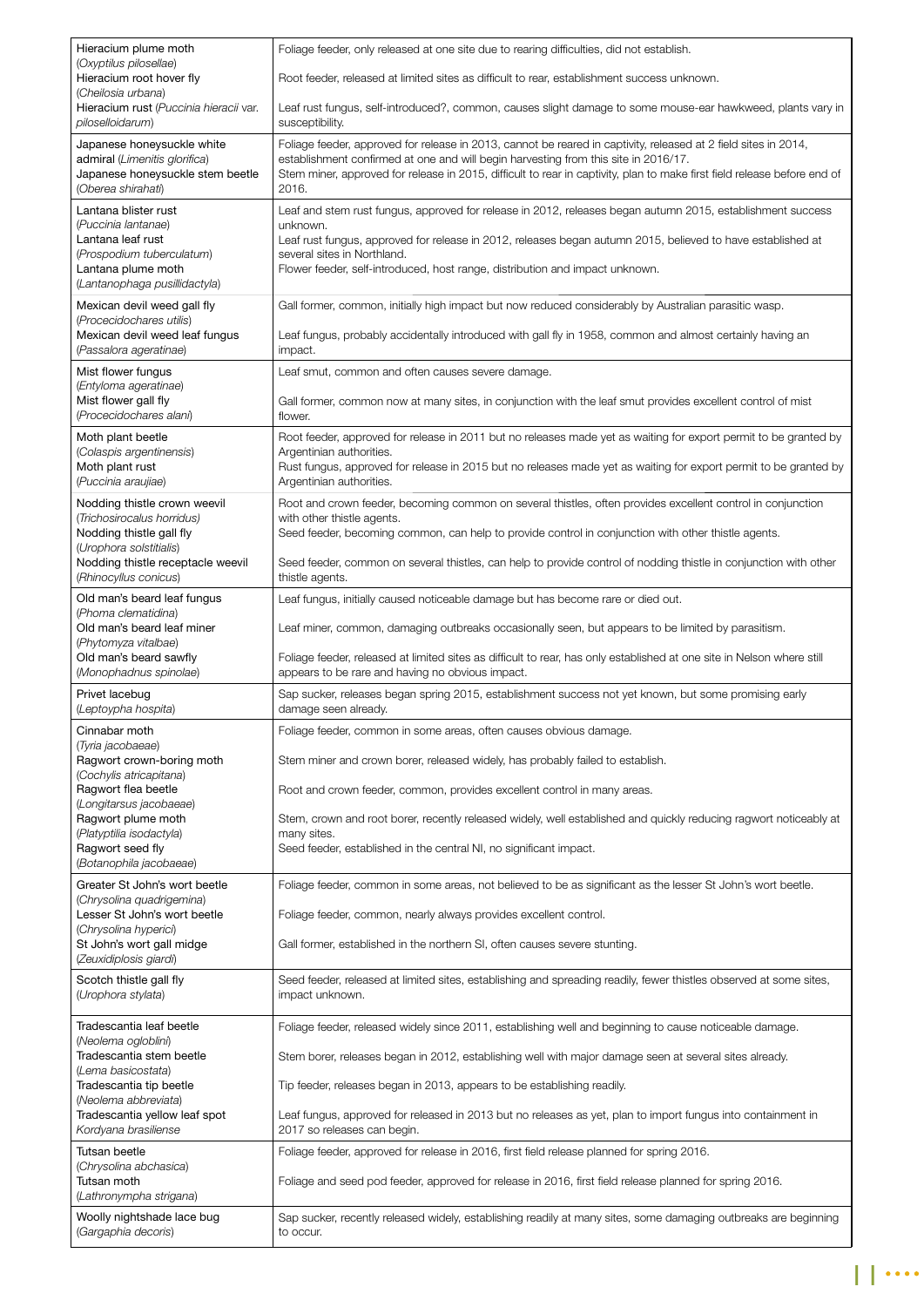| | |
|---|---|
| Hieracium plume moth (*Oxyptilus pilosellae*) | Foliage feeder, only released at one site due to rearing difficulties, did not establish. |
| Hieracium root hover fly (*Cheilosia urbana*) | Root feeder, released at limited sites as difficult to rear, establishment success unknown. |
| Hieracium rust (*Puccinia hieracii* var. *piloselloidarum*) | Leaf rust fungus, self-introduced?, common, causes slight damage to some mouse-ear hawkweed, plants vary in susceptibility. |
| Japanese honeysuckle white admiral (*Limenitis glorifica*) | Foliage feeder, approved for release in 2013, cannot be reared in captivity, released at 2 field sites in 2014, establishment confirmed at one and will begin harvesting from this site in 2016/17. |
| Japanese honeysuckle stem beetle (*Oberea shirahati*) | Stem miner, approved for release in 2015, difficult to rear in captivity, plan to make first field release before end of 2016. |
| Lantana blister rust (*Puccinia lantanae*) | Leaf and stem rust fungus, approved for release in 2012, releases began autumn 2015, establishment success unknown. |
| Lantana leaf rust (*Prospodium tuberculatum*) | Leaf rust fungus, approved for release in 2012, releases began autumn 2015, believed to have established at several sites in Northland. |
| Lantana plume moth (*Lantanophaga pusillidactyla*) | Flower feeder, self-introduced, host range, distribution and impact unknown. |
| Mexican devil weed gall fly (*Procecidochares utilis*) | Gall former, common, initially high impact but now reduced considerably by Australian parasitic wasp. |
| Mexican devil weed leaf fungus (*Passalora ageratinae*) | Leaf fungus, probably accidentally introduced with gall fly in 1958, common and almost certainly having an impact. |
| Mist flower fungus (*Entyloma ageratinae*) | Leaf smut, common and often causes severe damage. |
| Mist flower gall fly (*Procecidochares alani*) | Gall former, common now at many sites, in conjunction with the leaf smut provides excellent control of mist flower. |
| Moth plant beetle (*Colaspis argentinensis*) | Root feeder, approved for release in 2011 but no releases made yet as waiting for export permit to be granted by Argentinian authorities. |
| Moth plant rust (*Puccinia araujiae*) | Rust fungus, approved for release in 2015 but no releases made yet as waiting for export permit to be granted by Argentinian authorities. |
| Nodding thistle crown weevil (*Trichosirocalus horridus*) | Root and crown feeder, becoming common on several thistles, often provides excellent control in conjunction with other thistle agents. |
| Nodding thistle gall fly (*Urophora solstitialis*) | Seed feeder, becoming common, can help to provide control in conjunction with other thistle agents. |
| Nodding thistle receptacle weevil (*Rhinocyllus conicus*) | Seed feeder, common on several thistles, can help to provide control of nodding thistle in conjunction with other thistle agents. |
| Old man's beard leaf fungus (*Phoma clematidina*) | Leaf fungus, initially caused noticeable damage but has become rare or died out. |
| Old man's beard leaf miner (*Phytomyza vitalbae*) | Leaf miner, common, damaging outbreaks occasionally seen, but appears to be limited by parasitism. |
| Old man's beard sawfly (*Monophadnus spinolae*) | Foliage feeder, released at limited sites as difficult to rear, has only established at one site in Nelson where still appears to be rare and having no obvious impact. |
| Privet lacebug (*Leptoypha hospita*) | Sap sucker, releases began spring 2015, establishment success not yet known, but some promising early damage seen already. |
| Cinnabar moth (*Tyria jacobaeae*) | Foliage feeder, common in some areas, often causes obvious damage. |
| Ragwort crown-boring moth (*Cochylis atricapitana*) | Stem miner and crown borer, released widely, has probably failed to establish. |
| Ragwort flea beetle (*Longitarsus jacobaeae*) | Root and crown feeder, common, provides excellent control in many areas. |
| Ragwort plume moth (*Platyptilia isodactyla*) | Stem, crown and root borer, recently released widely, well established and quickly reducing ragwort noticeably at many sites. |
| Ragwort seed fly (*Botanophila jacobaeae*) | Seed feeder, established in the central NI, no significant impact. |
| Greater St John's wort beetle (*Chrysolina quadrigemina*) | Foliage feeder, common in some areas, not believed to be as significant as the lesser St John's wort beetle. |
| Lesser St John's wort beetle (*Chrysolina hyperici*) | Foliage feeder, common, nearly always provides excellent control. |
| St John's wort gall midge (*Zeuxidiplosis giardi*) | Gall former, established in the northern SI, often causes severe stunting. |
| Scotch thistle gall fly (*Urophora stylata*) | Seed feeder, released at limited sites, establishing and spreading readily, fewer thistles observed at some sites, impact unknown. |
| Tradescantia leaf beetle (*Neolema ogloblini*) | Foliage feeder, released widely since 2011, establishing well and beginning to cause noticeable damage. |
| Tradescantia stem beetle (*Lema basicostata*) | Stem borer, releases began in 2012, establishing well with major damage seen at several sites already. |
| Tradescantia tip beetle (*Neolema abbreviata*) | Tip feeder, releases began in 2013, appears to be establishing readily. |
| Tradescantia yellow leaf spot *Kordyana brasiliense* | Leaf fungus, approved for released in 2013 but no releases as yet, plan to import fungus into containment in 2017 so releases can begin. |
| Tutsan beetle (*Chrysolina abchasica*) | Foliage feeder, approved for release in 2016, first field release planned for spring 2016. |
| Tutsan moth (*Lathronympha strigana*) | Foliage and seed pod feeder, approved for release in 2016, first field release planned for spring 2016. |
| Woolly nightshade lace bug (*Gargaphia decoris*) | Sap sucker, recently released widely, establishing readily at many sites, some damaging outbreaks are beginning to occur. |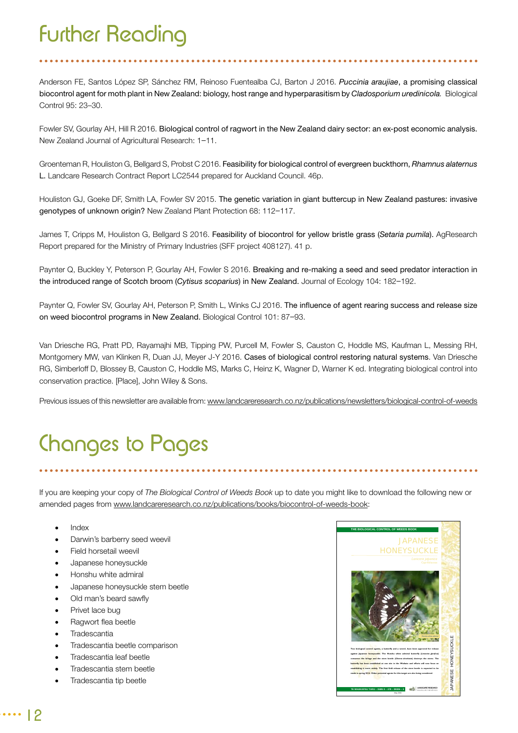# Further Reading

Anderson FE, Santos López SP, Sánchez RM, Reinoso Fuentealba CJ, Barton J 2016. *Puccinia araujiae*, a promising classical biocontrol agent for moth plant in New Zealand: biology, host range and hyperparasitism by *Cladosporium uredinicola*. Biological Control 95: 23–30.

Fowler SV, Gourlay AH, Hill R 2016. Biological control of ragwort in the New Zealand dairy sector: an ex-post economic analysis. New Zealand Journal of Agricultural Research: 1–11.

Groenteman R, Houliston G, Bellgard S, Probst C 2016. Feasibility for biological control of evergreen buckthorn, *Rhamnus alaternus* L. Landcare Research Contract Report LC2544 prepared for Auckland Council. 46p.

Houliston GJ, Goeke DF, Smith LA, Fowler SV 2015. The genetic variation in giant buttercup in New Zealand pastures: invasive genotypes of unknown origin? New Zealand Plant Protection 68: 112–117.

James T, Cripps M, Houliston G, Bellgard S 2016. Feasibility of biocontrol for yellow bristle grass (*Setaria pumila*). AgResearch Report prepared for the Ministry of Primary Industries (SFF project 408127). 41 p.

Paynter Q, Buckley Y, Peterson P, Gourlay AH, Fowler S 2016. Breaking and re-making a seed and seed predator interaction in the introduced range of Scotch broom (*Cytisus scoparius*) in New Zealand. Journal of Ecology 104: 182–192.

Paynter Q, Fowler SV, Gourlay AH, Peterson P, Smith L, Winks CJ 2016. The influence of agent rearing success and release size on weed biocontrol programs in New Zealand. Biological Control 101: 87–93.

Van Driesche RG, Pratt PD, Rayamajhi MB, Tipping PW, Purcell M, Fowler S, Causton C, Hoddle MS, Kaufman L, Messing RH, Montgomery MW, van Klinken R, Duan JJ, Meyer J-Y 2016. Cases of biological control restoring natural systems. Van Driesche RG, Simberloff D, Blossey B, Causton C, Hoddle MS, Marks C, Heinz K, Wagner D, Warner K ed. Integrating biological control into conservation practice. [Place], John Wiley & Sons.

Previous issues of this newsletter are available from: www.landcareresearch.co.nz/publications/newsletters/biological-control-of-weeds

# Changes to Pages

If you are keeping your copy of *The Biological Control of Weeds Book* up to date you might like to download the following new or amended pages from www.landcareresearch.co.nz/publications/books/biocontrol-of-weeds-book:

- Index
- Darwin's barberry seed weevil
- Field horsetail weevil
- Japanese honeysuckle
- Honshu white admiral
- Japanese honeysuckle stem beetle
- Old man's beard sawfly
- Privet lace bug
- Ragwort flea beetle
- Tradescantia
- Tradescantia beetle comparison
- Tradescantia leaf beetle
- Tradescantia stem beetle
- Tradescantia tip beetle